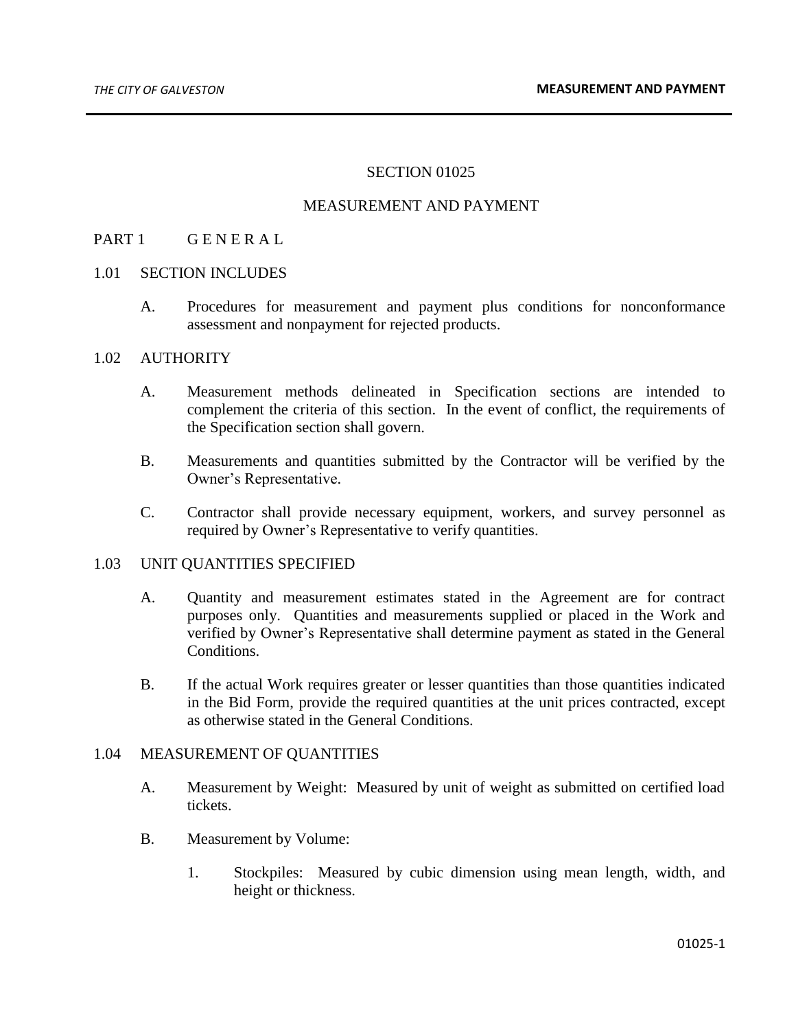# SECTION 01025

# MEASUREMENT AND PAYMENT

## PART 1 G E N E R A L

### 1.01 SECTION INCLUDES

A. Procedures for measurement and payment plus conditions for nonconformance assessment and nonpayment for rejected products.

### 1.02 AUTHORITY

A. Measurement methods delineated in Specification sections are intended to complement the criteria of this section. In the event of conflict, the requirements of the Specification section shall govern.

B. Measurements and quantities submitted by the Contractor will be verified by the Owner's Representative.

C. Contractor shall provide necessary equipment, workers, and survey personnel as required by Owner's Representative to verify quantities.

### 1.03 UNIT QUANTITIES SPECIFIED

A. Quantity and measurement estimates stated in the Agreement are for contract purposes only. Quantities and measurements supplied or placed in the Work and verified by Owner's Representative shall determine payment as stated in the General Conditions.

B. If the actual Work requires greater or lesser quantities than those quantities indicated in the Bid Form, provide the required quantities at the unit prices contracted, except as otherwise stated in the General Conditions.

### 1.04 MEASUREMENT OF QUANTITIES

A. Measurement by Weight: Measured by unit of weight as submitted on certified load tickets.

B. Measurement by Volume:

1. Stockpiles: Measured by cubic dimension using mean length, width, and height or thickness.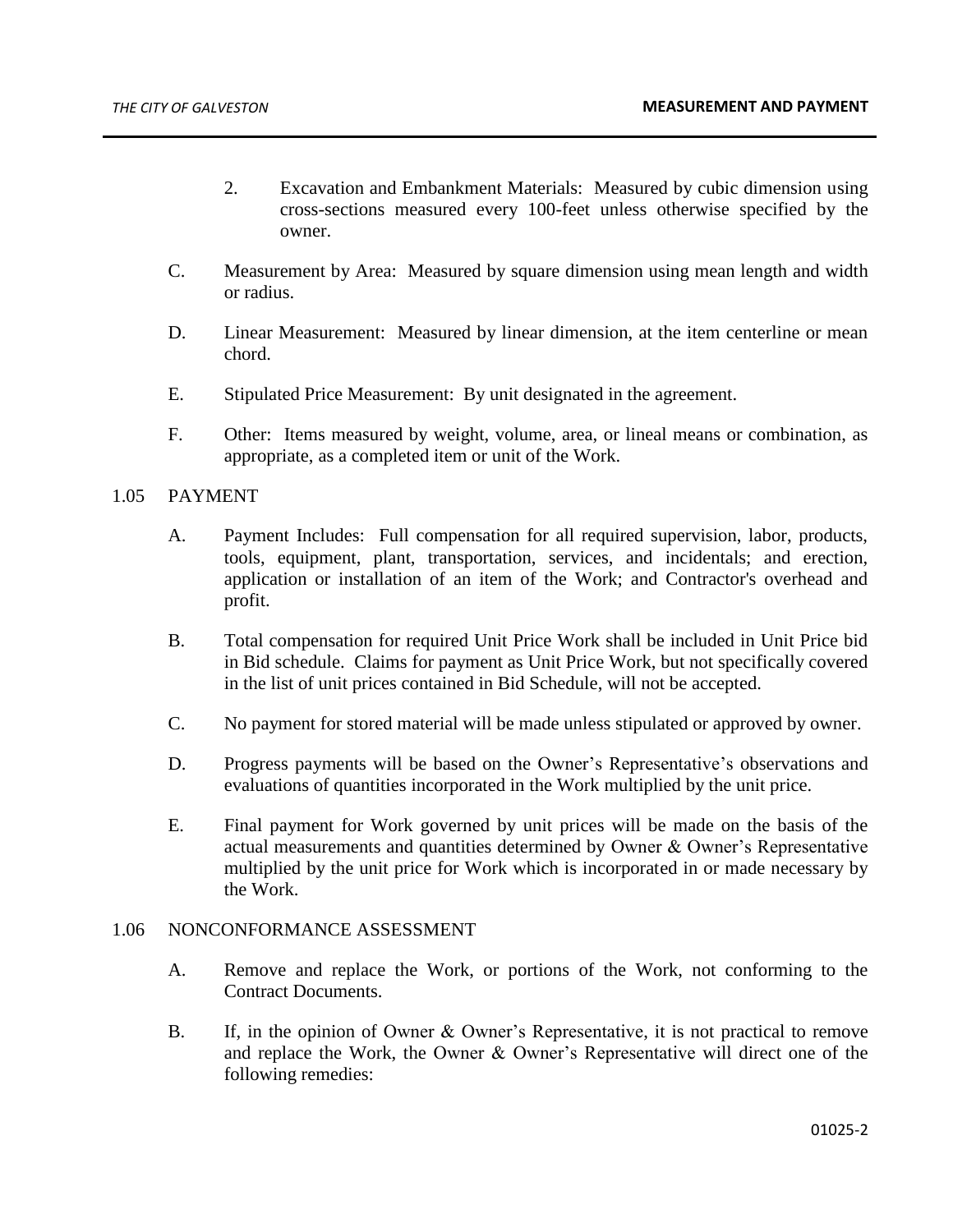2. Excavation and Embankment Materials: Measured by cubic dimension using cross-sections measured every 100-feet unless otherwise specified by the owner.

C. Measurement by Area: Measured by square dimension using mean length and width or radius.

D. Linear Measurement: Measured by linear dimension, at the item centerline or mean chord.

E. Stipulated Price Measurement: By unit designated in the agreement.

F. Other: Items measured by weight, volume, area, or lineal means or combination, as appropriate, as a completed item or unit of the Work.

## 1.05 PAYMENT

A. Payment Includes: Full compensation for all required supervision, labor, products, tools, equipment, plant, transportation, services, and incidentals; and erection, application or installation of an item of the Work; and Contractor's overhead and profit.

B. Total compensation for required Unit Price Work shall be included in Unit Price bid in Bid schedule. Claims for payment as Unit Price Work, but not specifically covered in the list of unit prices contained in Bid Schedule, will not be accepted.

C. No payment for stored material will be made unless stipulated or approved by owner.

D. Progress payments will be based on the Owner's Representative's observations and evaluations of quantities incorporated in the Work multiplied by the unit price.

E. Final payment for Work governed by unit prices will be made on the basis of the actual measurements and quantities determined by Owner & Owner's Representative multiplied by the unit price for Work which is incorporated in or made necessary by the Work.

## 1.06 NONCONFORMANCE ASSESSMENT

A. Remove and replace the Work, or portions of the Work, not conforming to the Contract Documents.

B. If, in the opinion of Owner & Owner's Representative, it is not practical to remove and replace the Work, the Owner & Owner's Representative will direct one of the following remedies: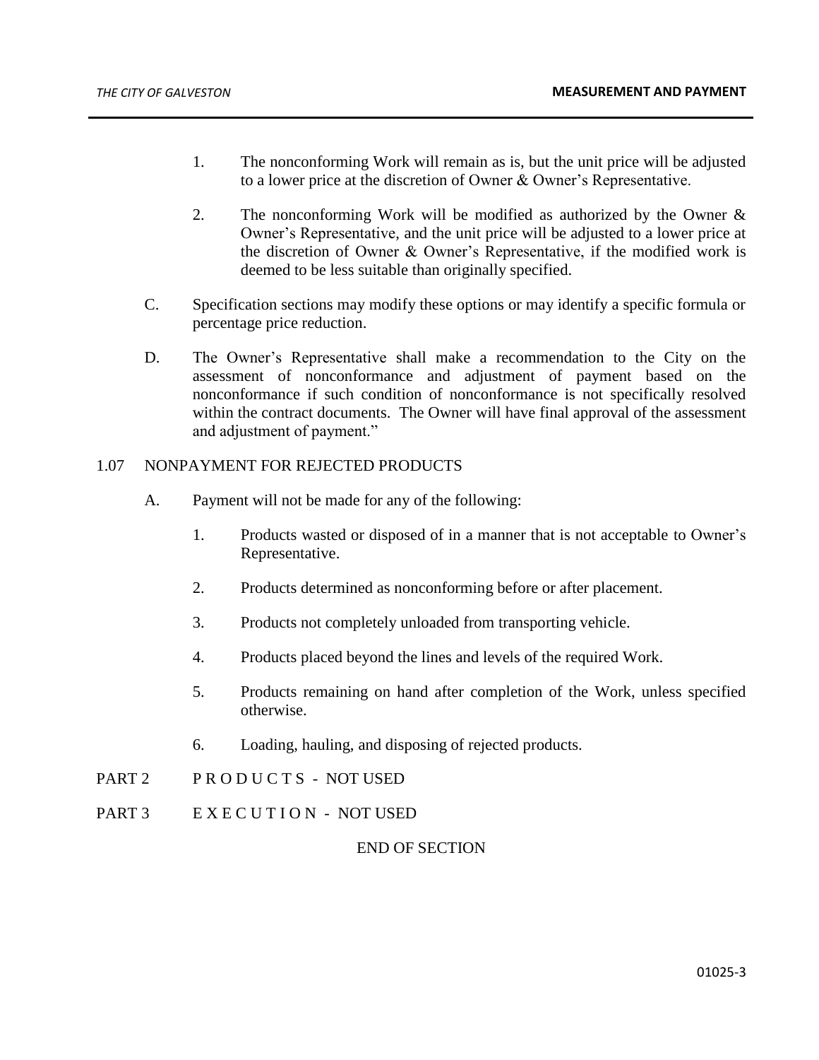1. The nonconforming Work will remain as is, but the unit price will be adjusted to a lower price at the discretion of Owner & Owner's Representative.

2. The nonconforming Work will be modified as authorized by the Owner & Owner's Representative, and the unit price will be adjusted to a lower price at the discretion of Owner & Owner's Representative, if the modified work is deemed to be less suitable than originally specified.

C. Specification sections may modify these options or may identify a specific formula or percentage price reduction.

D. The Owner's Representative shall make a recommendation to the City on the assessment of nonconformance and adjustment of payment based on the nonconformance if such condition of nonconformance is not specifically resolved within the contract documents. The Owner will have final approval of the assessment and adjustment of payment."

## 1.07 NONPAYMENT FOR REJECTED PRODUCTS

A. Payment will not be made for any of the following:

1. Products wasted or disposed of in a manner that is not acceptable to Owner's Representative.

2. Products determined as nonconforming before or after placement.

3. Products not completely unloaded from transporting vehicle.

4. Products placed beyond the lines and levels of the required Work.

5. Products remaining on hand after completion of the Work, unless specified otherwise.

6. Loading, hauling, and disposing of rejected products.

## PART 2 P R O D U C T S - NOT USED

## PART 3 E X E C U T I O N - NOT USED

END OF SECTION